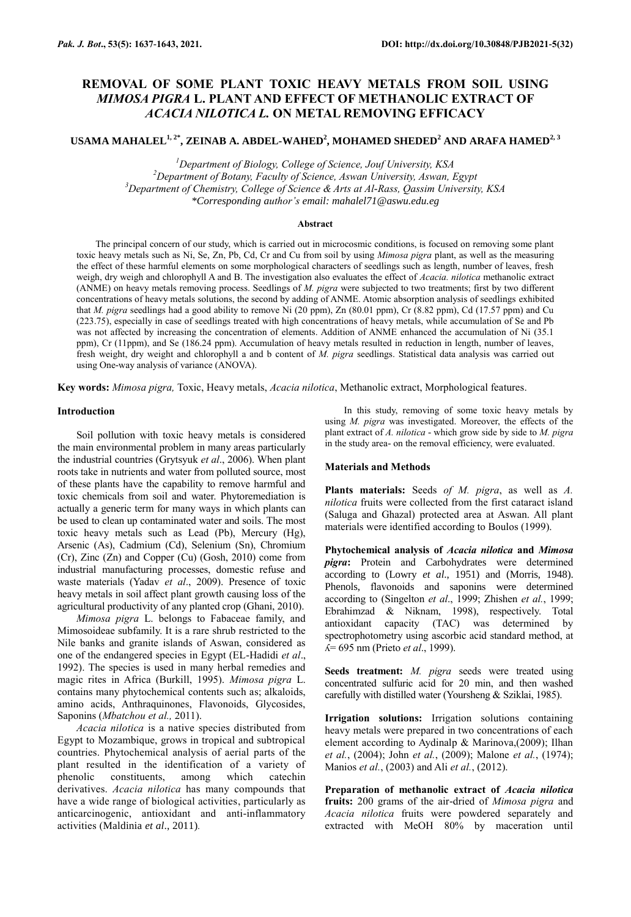# REMOVAL OF SOME PLANT TOXIC HEAVY METALS FROM SOIL USING *MIMOSA PIGRA* L. PLANT AND EFFECT OF METHANOLIC EXTRACT OF *ACACIA NILOTICA L.* ON METAL REMOVING EFFICACY

**USAMA MAHALEL[1, 2*], ZEINAB A. ABDEL-WAHED[2], MOHAMED SHEDED[2] AND ARAFA HAMED[2, 3]**

[1]Department of Biology, College of Science, Jouf University, KSA
[2]Department of Botany, Faculty of Science, Aswan University, Aswan, Egypt
[3]Department of Chemistry, College of Science & Arts at Al-Rass, Qassim University, KSA
*Corresponding author's email: mahalel71@aswu.edu.eg

### Abstract

The principal concern of our study, which is carried out in microcosmic conditions, is focused on removing some plant toxic heavy metals such as Ni, Se, Zn, Pb, Cd, Cr and Cu from soil by using *Mimosa pigra* plant, as well as the measuring the effect of these harmful elements on some morphological characters of seedlings such as length, number of leaves, fresh weigh, dry weigh and chlorophyll A and B. The investigation also evaluates the effect of *Acacia. nilotica* methanolic extract (ANME) on heavy metals removing process. Seedlings of *M. pigra* were subjected to two treatments; first by two different concentrations of heavy metals solutions, the second by adding of ANME. Atomic absorption analysis of seedlings exhibited that *M. pigra* seedlings had a good ability to remove Ni (20 ppm), Zn (80.01 ppm), Cr (8.82 ppm), Cd (17.57 ppm) and Cu (223.75), especially in case of seedlings treated with high concentrations of heavy metals, while accumulation of Se and Pb was not affected by increasing the concentration of elements. Addition of ANME enhanced the accumulation of Ni (35.1 ppm), Cr (11ppm), and Se (186.24 ppm). Accumulation of heavy metals resulted in reduction in length, number of leaves, fresh weight, dry weight and chlorophyll a and b content of *M. pigra* seedlings. Statistical data analysis was carried out using One-way analysis of variance (ANOVA).

**Key words:** *Mimosa pigra,* Toxic, Heavy metals, *Acacia nilotica*, Methanolic extract, Morphological features.

## Introduction

Soil pollution with toxic heavy metals is considered the main environmental problem in many areas particularly the industrial countries (Grytsyuk *et al*., 2006). When plant roots take in nutrients and water from polluted source, most of these plants have the capability to remove harmful and toxic chemicals from soil and water. Phytoremediation is actually a generic term for many ways in which plants can be used to clean up contaminated water and soils. The most toxic heavy metals such as Lead (Pb), Mercury (Hg), Arsenic (As), Cadmium (Cd), Selenium (Sn), Chromium (Cr), Zinc (Zn) and Copper (Cu) (Gosh, 2010) come from industrial manufacturing processes, domestic refuse and waste materials (Yadav *et al*., 2009). Presence of toxic heavy metals in soil affect plant growth causing loss of the agricultural productivity of any planted crop (Ghani, 2010).

*Mimosa pigra* L. belongs to Fabaceae family, and Mimosoideae subfamily. It is a rare shrub restricted to the Nile banks and granite islands of Aswan, considered as one of the endangered species in Egypt (EL-Hadidi *et al*., 1992). The species is used in many herbal remedies and magic rites in Africa (Burkill, 1995). *Mimosa pigra* L. contains many phytochemical contents such as; alkaloids, amino acids, Anthraquinones, Flavonoids, Glycosides, Saponins (*Mbatchou et al.,* 2011).

*Acacia nilotica* is a native species distributed from Egypt to Mozambique, grows in tropical and subtropical countries. Phytochemical analysis of aerial parts of the plant resulted in the identification of a variety of phenolic constituents, among which catechin derivatives. *Acacia nilotica* has many compounds that have a wide range of biological activities, particularly as anticarcinogenic, antioxidant and anti-inflammatory activities (Maldinia *et al*., 2011).

In this study, removing of some toxic heavy metals by using *M. pigra* was investigated. Moreover, the effects of the plant extract of *A. nilotica* - which grow side by side to *M. pigra* in the study area- on the removal efficiency, were evaluated.

## Materials and Methods

**Plants materials:** Seeds *of M. pigra*, as well as *A. nilotica* fruits were collected from the first cataract island (Saluga and Ghazal) protected area at Aswan. All plant materials were identified according to Boulos (1999).

**Phytochemical analysis of *Acacia nilotica* and *Mimosa pigra*:** Protein and Carbohydrates were determined according to (Lowry *et al.,* 1951) and (Morris, 1948). Phenols, flavonoids and saponins were determined according to (Singelton *et al*., 1999; Zhishen *et al.*, 1999; Ebrahimzad & Niknam, 1998), respectively. Total antioxidant capacity (TAC) was determined by spectrophotometry using ascorbic acid standard method, at $\lambda$= 695 nm (Prieto *et al*., 1999).

**Seeds treatment:** *M. pigra* seeds were treated using concentrated sulfuric acid for 20 min, and then washed carefully with distilled water (Yoursheng & Sziklai, 1985).

**Irrigation solutions:** Irrigation solutions containing heavy metals were prepared in two concentrations of each element according to Aydinalp & Marinova,(2009); Ilhan *et al.*, (2004); John *et al.*, (2009); Malone *et al.*, (1974); Manios *et al.*, (2003) and Ali *et al.*, (2012).

**Preparation of methanolic extract of *Acacia nilotica* fruits:** 200 grams of the air-dried of *Mimosa pigra* and *Acacia nilotica* fruits were powdered separately and extracted with MeOH 80% by maceration until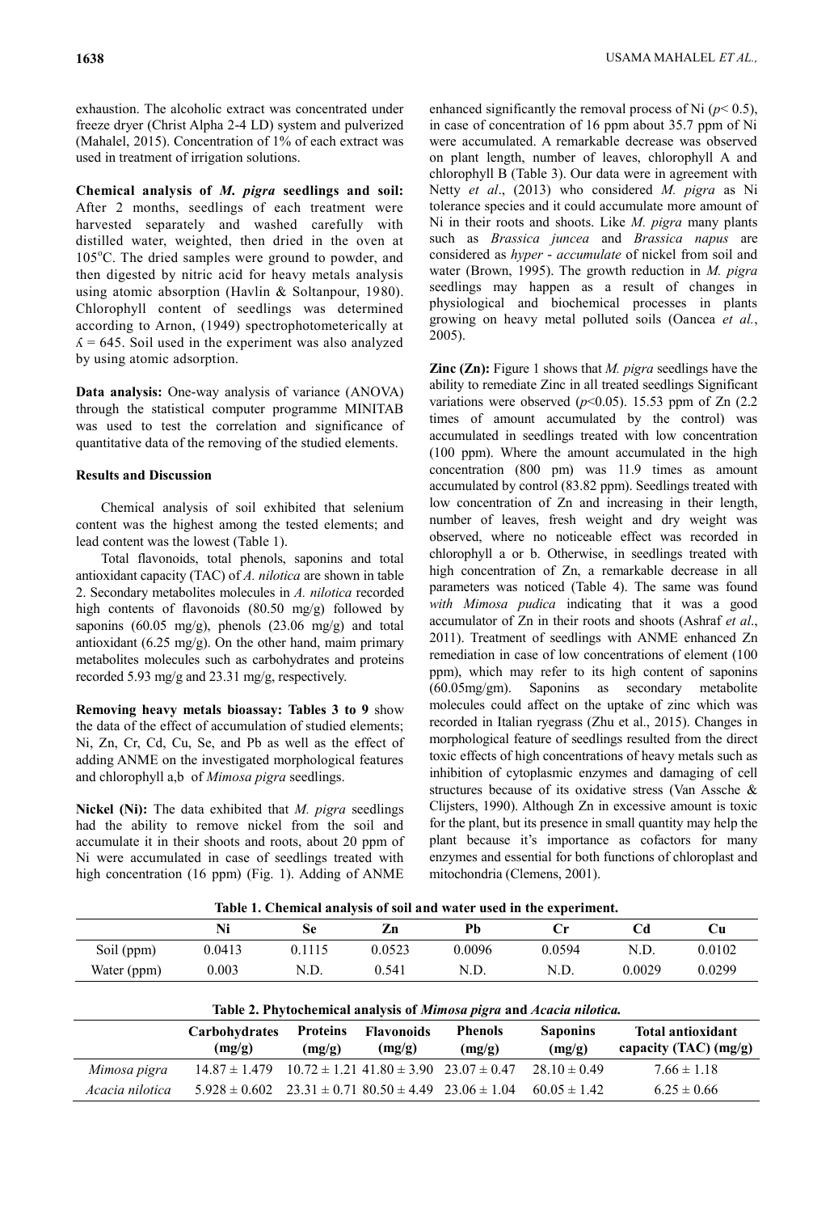exhaustion. The alcoholic extract was concentrated under freeze dryer (Christ Alpha 2-4 LD) system and pulverized (Mahalel, 2015). Concentration of 1% of each extract was used in treatment of irrigation solutions.

**Chemical analysis of *M. pigra* seedlings and soil:** After 2 months, seedlings of each treatment were harvested separately and washed carefully with distilled water, weighted, then dried in the oven at 105°C. The dried samples were ground to powder, and then digested by nitric acid for heavy metals analysis using atomic absorption (Havlin & Soltanpour, 1980). Chlorophyll content of seedlings was determined according to Arnon, (1949) spectrophotometerically at $ʎ = 645$. Soil used in the experiment was also analyzed by using atomic adsorption.

**Data analysis:** One-way analysis of variance (ANOVA) through the statistical computer programme MINITAB was used to test the correlation and significance of quantitative data of the removing of the studied elements.

**Results and Discussion**

Chemical analysis of soil exhibited that selenium content was the highest among the tested elements; and lead content was the lowest (Table 1).

Total flavonoids, total phenols, saponins and total antioxidant capacity (TAC) of *A. nilotica* are shown in table 2. Secondary metabolites molecules in *A. nilotica* recorded high contents of flavonoids (80.50 mg/g) followed by saponins (60.05 mg/g), phenols (23.06 mg/g) and total antioxidant (6.25 mg/g). On the other hand, maim primary metabolites molecules such as carbohydrates and proteins recorded 5.93 mg/g and 23.31 mg/g, respectively.

**Removing heavy metals bioassay: Tables 3 to 9** show the data of the effect of accumulation of studied elements; Ni, Zn, Cr, Cd, Cu, Se, and Pb as well as the effect of adding ANME on the investigated morphological features and chlorophyll a,b of *Mimosa pigra* seedlings.

**Nickel (Ni):** The data exhibited that *M. pigra* seedlings had the ability to remove nickel from the soil and accumulate it in their shoots and roots, about 20 ppm of Ni were accumulated in case of seedlings treated with high concentration (16 ppm) (Fig. 1). Adding of ANME enhanced significantly the removal process of Ni ($p< 0.5$), in case of concentration of 16 ppm about 35.7 ppm of Ni were accumulated. A remarkable decrease was observed on plant length, number of leaves, chlorophyll A and chlorophyll B (Table 3). Our data were in agreement with Netty *et al*., (2013) who considered *M. pigra* as Ni tolerance species and it could accumulate more amount of Ni in their roots and shoots. Like *M. pigra* many plants such as *Brassica juncea* and *Brassica napus* are considered as *hyper - accumulate* of nickel from soil and water (Brown, 1995). The growth reduction in *M. pigra* seedlings may happen as a result of changes in physiological and biochemical processes in plants growing on heavy metal polluted soils (Oancea *et al.*, 2005).

**Zinc (Zn):** Figure 1 shows that *M. pigra* seedlings have the ability to remediate Zinc in all treated seedlings Significant variations were observed ($p<0.05$). 15.53 ppm of Zn (2.2 times of amount accumulated by the control) was accumulated in seedlings treated with low concentration (100 ppm). Where the amount accumulated in the high concentration (800 pm) was 11.9 times as amount accumulated by control (83.82 ppm). Seedlings treated with low concentration of Zn and increasing in their length, number of leaves, fresh weight and dry weight was observed, where no noticeable effect was recorded in chlorophyll a or b. Otherwise, in seedlings treated with high concentration of Zn, a remarkable decrease in all parameters was noticed (Table 4). The same was found *with Mimosa pudica* indicating that it was a good accumulator of Zn in their roots and shoots (Ashraf *et al*., 2011). Treatment of seedlings with ANME enhanced Zn remediation in case of low concentrations of element (100 ppm), which may refer to its high content of saponins (60.05mg/gm). Saponins as secondary metabolite molecules could affect on the uptake of zinc which was recorded in Italian ryegrass (Zhu et al., 2015). Changes in morphological feature of seedlings resulted from the direct toxic effects of high concentrations of heavy metals such as inhibition of cytoplasmic enzymes and damaging of cell structures because of its oxidative stress (Van Assche & Clijsters, 1990). Although Zn in excessive amount is toxic for the plant, but it's presence in small quantity may help the plant because it's importance as cofactors for many enzymes and essential for both functions of chloroplast and mitochondria (Clemens, 2001).

**Table 1. Chemical analysis of soil and water used in the experiment.**

| | Ni | Se | Zn | Pb | Cr | Cd | Cu |
|---|---|---|---|---|---|---|---|
| Soil (ppm) | 0.0413 | 0.1115 | 0.0523 | 0.0096 | 0.0594 | N.D. | 0.0102 |
| Water (ppm) | 0.003 | N.D. | 0.541 | N.D. | N.D. | 0.0029 | 0.0299 |

**Table 2. Phytochemical analysis of *Mimosa pigra* and *Acacia nilotica.***

| | Carbohydrates (mg/g) | Proteins (mg/g) | Flavonoids (mg/g) | Phenols (mg/g) | Saponins (mg/g) | Total antioxidant capacity (TAC) (mg/g) |
|---|---|---|---|---|---|---|
| *Mimosa pigra* | 14.87 ± 1.479 | 10.72 ± 1.21 | 41.80 ± 3.90 | 23.07 ± 0.47 | 28.10 ± 0.49 | 7.66 ± 1.18 |
| *Acacia nilotica* | 5.928 ± 0.602 | 23.31 ± 0.71 | 80.50 ± 4.49 | 23.06 ± 1.04 | 60.05 ± 1.42 | 6.25 ± 0.66 |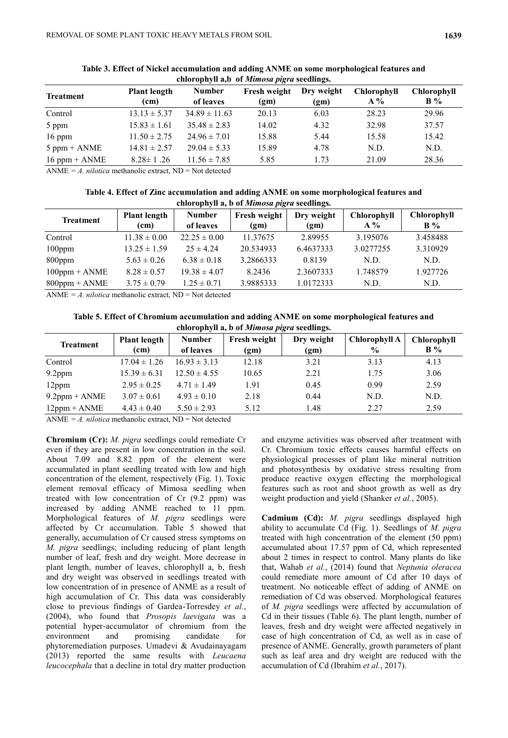**Table 3. Effect of Nickel accumulation and adding ANME on some morphological features and chlorophyll a,b of *Mimosa pigra* seedlings.**

| Treatment | Plant length (cm) | Number of leaves | Fresh weight (gm) | Dry weight (gm) | Chlorophyll A % | Chlorophyll B % |
|---|---|---|---|---|---|---|
| Control | 13.13 ± 5.37 | 34.89 ± 11.63 | 20.13 | 6.03 | 28.23 | 29.96 |
| 5 ppm | 15.83 ± 1.61 | 35.48 ± 2.83 | 14.02 | 4.32 | 32.98 | 37.57 |
| 16 ppm | 11.50 ± 2.75 | 24.96 ± 7.01 | 15.88 | 5.44 | 15.58 | 15.42 |
| 5 ppm + ANME | 14.81 ± 2.57 | 29.04 ± 5.33 | 15.89 | 4.78 | N.D. | N.D. |
| 16 ppm + ANME | 8.28± 1 .26 | 11.56 ± 7.85 | 5.85 | 1.73 | 21.09 | 28.36 |

ANME = *A. nilotica* methanolic extract, ND = Not detected

**Table 4. Effect of Zinc accumulation and adding ANME on some morphological features and chlorophyll a, b of *Mimosa pigra* seedlings.**

| Treatment | Plant length (cm) | Number of leaves | Fresh weight (gm) | Dry weight (gm) | Chlorophyll A % | Chlorophyll B % |
|---|---|---|---|---|---|---|
| Control | 11.38 ± 0.00 | 22.25 ± 0.00 | 11.37675 | 2.89955 | 3.195076 | 3.458488 |
| 100ppm | 13.25 ± 1.59 | 25 ± 4.24 | 20.534933 | 6.4637333 | 3.0277255 | 3.310929 |
| 800ppm | 5.63 ± 0.26 | 6.38 ± 0.18 | 3.2866333 | 0.8139 | N.D. | N.D. |
| 100ppm + ANME | 8.28 ± 0.57 | 19.38 ± 4.07 | 8.2436 | 2.3607333 | 1.748579 | 1.927726 |
| 800ppm + ANME | 3.75 ± 0.79 | 1.25 ± 0.71 | 3.9885333 | 1.0172333 | N.D. | N.D. |

ANME = *A. nilotica* methanolic extract, ND = Not detected

**Table 5. Effect of Chromium accumulation and adding ANME on some morphological features and chlorophyll a, b of *Mimosa pigra* seedlings.**

| Treatment | Plant length (cm) | Number of leaves | Fresh weight (gm) | Dry weight (gm) | Chlorophyll A % | Chlorophyll B % |
|---|---|---|---|---|---|---|
| Control | 17.04 ± 1.26 | 16.93 ± 3.13 | 12.18 | 3.21 | 3.13 | 4.13 |
| 9.2ppm | 15.39 ± 6.31 | 12.50 ± 4.55 | 10.65 | 2.21 | 1.75 | 3.06 |
| 12ppm | 2.95 ± 0.25 | 4.71 ± 1.49 | 1.91 | 0.45 | 0.99 | 2.59 |
| 9.2ppm + ANME | 3.07 ± 0.61 | 4.93 ± 0.10 | 2.18 | 0.44 | N.D. | N.D. |
| 12ppm + ANME | 4.43 ± 0.40 | 5.50 ± 2.93 | 5.12 | 1.48 | 2.27 | 2.59 |

ANME = *A. nilotica* methanolic extract, ND = Not detected

**Chromium (Cr):** *M. pigra* seedlings could remediate Cr even if they are present in low concentration in the soil. About 7.09 and 8.82 ppm of the element were accumulated in plant seedling treated with low and high concentration of the element, respectively (Fig. 1). Toxic element removal efficacy of Mimosa seedling when treated with low concentration of Cr (9.2 ppm) was increased by adding ANME reached to 11 ppm. Morphological features of *M. pigra* seedlings were affected by Cr accumulation. Table 5 showed that generally, accumulation of Cr caused stress symptoms on *M. pigra* seedlings; including reducing of plant length number of leaf, fresh and dry weight. More decrease in plant length, number of leaves, chlorophyll a, b, fresh and dry weight was observed in seedlings treated with low concentration of in presence of ANME as a result of high accumulation of Cr. This data was considerably close to previous findings of Gardea-Torresdey *et al.*, (2004), who found that *Prosopis laevigata* was a potential hyper-accumulator of chromium from the environment and promising candidate for phytoremediation purposes. Umadevi & Avudainayagam (2013) reported the same results with *Leucaena leucocephala* that a decline in total dry matter production and enzyme activities was observed after treatment with Cr. Chromium toxic effects causes harmful effects on physiological processes of plant like mineral nutrition and photosynthesis by oxidative stress resulting from produce reactive oxygen effecting the morphological features such as root and shoot growth as well as dry weight production and yield (Shanker *et al.*, 2005).

**Cadmium (Cd):** *M. pigra* seedlings displayed high ability to accumulate Cd (Fig. 1). Seedlings of *M. pigra* treated with high concentration of the element (50 ppm) accumulated about 17.57 ppm of Cd, which represented about 2 times in respect to control. Many plants do like that, Wahab *et al.*, (2014) found that *Neptunia oleracea* could remediate more amount of Cd after 10 days of treatment. No noticeable effect of adding of ANME on remediation of Cd was observed. Morphological features of *M. pigra* seedlings were affected by accumulation of Cd in their tissues (Table 6). The plant length, number of leaves, fresh and dry weight were affected negatively in case of high concentration of Cd, as well as in case of presence of ANME. Generally, growth parameters of plant such as leaf area and dry weight are reduced with the accumulation of Cd (Ibrahim *et al.*, 2017).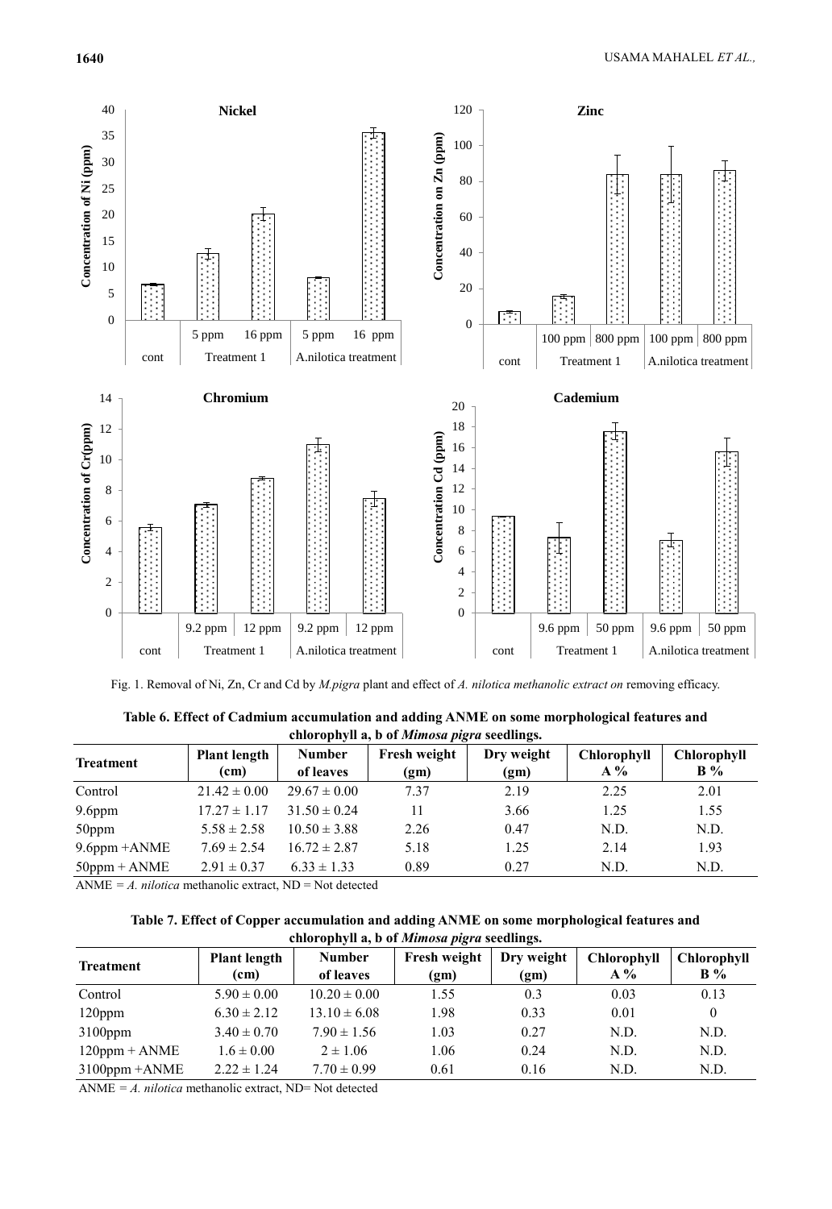Fig. 1. Removal of Ni, Zn, Cr and Cd by *M.pigra* plant and effect of *A. nilotica methanolic extract on* removing efficacy.

**Table 6. Effect of Cadmium accumulation and adding ANME on some morphological features and chlorophyll a, b of *Mimosa pigra* seedlings.**

| Treatment | Plant length (cm) | Number of leaves | Fresh weight (gm) | Dry weight (gm) | Chlorophyll A % | Chlorophyll B % |
|---|---|---|---|---|---|---|
| Control | 21.42 ± 0.00 | 29.67 ± 0.00 | 7.37 | 2.19 | 2.25 | 2.01 |
| 9.6ppm | 17.27 ± 1.17 | 31.50 ± 0.24 | 11 | 3.66 | 1.25 | 1.55 |
| 50ppm | 5.58 ± 2.58 | 10.50 ± 3.88 | 2.26 | 0.47 | N.D. | N.D. |
| 9.6ppm +ANME | 7.69 ± 2.54 | 16.72 ± 2.87 | 5.18 | 1.25 | 2.14 | 1.93 |
| 50ppm + ANME | 2.91 ± 0.37 | 6.33 ± 1.33 | 0.89 | 0.27 | N.D. | N.D. |

ANME = *A. nilotica* methanolic extract, ND = Not detected

**Table 7. Effect of Copper accumulation and adding ANME on some morphological features and chlorophyll a, b of *Mimosa pigra* seedlings.**

| Treatment | Plant length (cm) | Number of leaves | Fresh weight (gm) | Dry weight (gm) | Chlorophyll A % | Chlorophyll B % |
|---|---|---|---|---|---|---|
| Control | 5.90 ± 0.00 | 10.20 ± 0.00 | 1.55 | 0.3 | 0.03 | 0.13 |
| 120ppm | 6.30 ± 2.12 | 13.10 ± 6.08 | 1.98 | 0.33 | 0.01 | 0 |
| 3100ppm | 3.40 ± 0.70 | 7.90 ± 1.56 | 1.03 | 0.27 | N.D. | N.D. |
| 120ppm + ANME | 1.6 ± 0.00 | 2 ± 1.06 | 1.06 | 0.24 | N.D. | N.D. |
| 3100ppm +ANME | 2.22 ± 1.24 | 7.70 ± 0.99 | 0.61 | 0.16 | N.D. | N.D. |

ANME = *A. nilotica* methanolic extract, ND= Not detected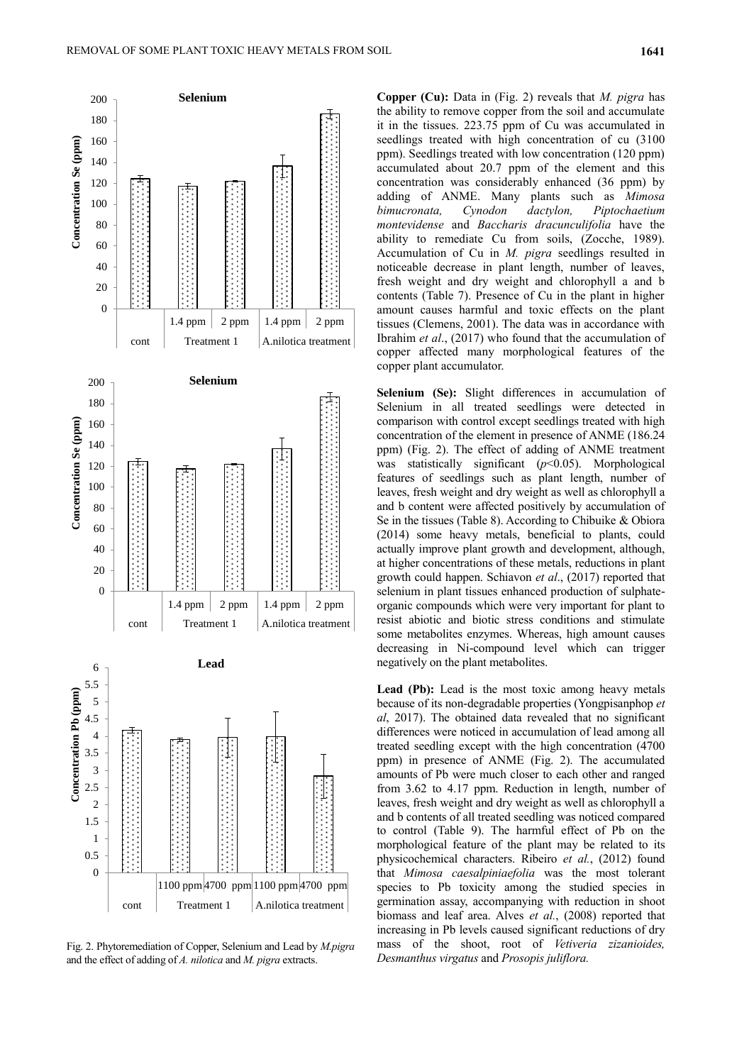Fig. 2. Phytoremediation of Copper, Selenium and Lead by *M.pigra* and the effect of adding of *A. nilotica* and *M. pigra* extracts.

**Copper (Cu):** Data in (Fig. 2) reveals that *M. pigra* has the ability to remove copper from the soil and accumulate it in the tissues. 223.75 ppm of Cu was accumulated in seedlings treated with high concentration of cu (3100 ppm). Seedlings treated with low concentration (120 ppm) accumulated about 20.7 ppm of the element and this concentration was considerably enhanced (36 ppm) by adding of ANME. Many plants such as *Mimosa bimucronata, Cynodon dactylon, Piptochaetium montevidense* and *Baccharis dracunculifolia* have the ability to remediate Cu from soils, (Zocche, 1989). Accumulation of Cu in *M. pigra* seedlings resulted in noticeable decrease in plant length, number of leaves, fresh weight and dry weight and chlorophyll a and b contents (Table 7). Presence of Cu in the plant in higher amount causes harmful and toxic effects on the plant tissues (Clemens, 2001). The data was in accordance with Ibrahim *et al*., (2017) who found that the accumulation of copper affected many morphological features of the copper plant accumulator.

**Selenium (Se):** Slight differences in accumulation of Selenium in all treated seedlings were detected in comparison with control except seedlings treated with high concentration of the element in presence of ANME (186.24 ppm) (Fig. 2). The effect of adding of ANME treatment was statistically significant ($p$<0.05). Morphological features of seedlings such as plant length, number of leaves, fresh weight and dry weight as well as chlorophyll a and b content were affected positively by accumulation of Se in the tissues (Table 8). According to Chibuike & Obiora (2014) some heavy metals, beneficial to plants, could actually improve plant growth and development, although, at higher concentrations of these metals, reductions in plant growth could happen. Schiavon *et al*., (2017) reported that selenium in plant tissues enhanced production of sulphate-organic compounds which were very important for plant to resist abiotic and biotic stress conditions and stimulate some metabolites enzymes. Whereas, high amount causes decreasing in Ni-compound level which can trigger negatively on the plant metabolites.

**Lead (Pb):** Lead is the most toxic among heavy metals because of its non-degradable properties (Yongpisanphop *et al*, 2017). The obtained data revealed that no significant differences were noticed in accumulation of lead among all treated seedling except with the high concentration (4700 ppm) in presence of ANME (Fig. 2). The accumulated amounts of Pb were much closer to each other and ranged from 3.62 to 4.17 ppm. Reduction in length, number of leaves, fresh weight and dry weight as well as chlorophyll a and b contents of all treated seedling was noticed compared to control (Table 9). The harmful effect of Pb on the morphological feature of the plant may be related to its physicochemical characters. Ribeiro *et al.*, (2012) found that *Mimosa caesalpiniaefolia* was the most tolerant species to Pb toxicity among the studied species in germination assay, accompanying with reduction in shoot biomass and leaf area. Alves *et al.*, (2008) reported that increasing in Pb levels caused significant reductions of dry mass of the shoot, root of *Vetiveria zizanioides, Desmanthus virgatus* and *Prosopis juliflora.*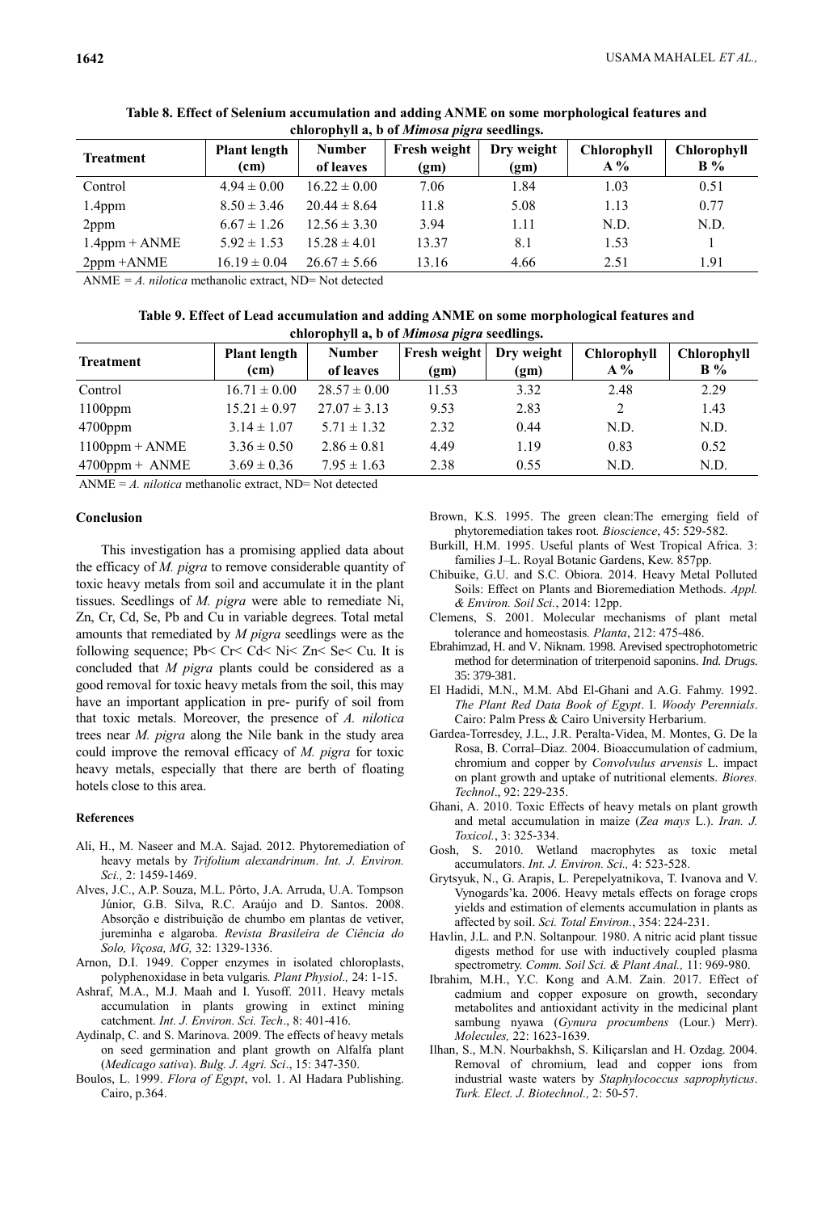**Table 8. Effect of Selenium accumulation and adding ANME on some morphological features and chlorophyll a, b of *Mimosa pigra* seedlings.**

| Treatment | Plant length (cm) | Number of leaves | Fresh weight (gm) | Dry weight (gm) | Chlorophyll A % | Chlorophyll B % |
|---|---|---|---|---|---|---|
| Control | 4.94 ± 0.00 | 16.22 ± 0.00 | 7.06 | 1.84 | 1.03 | 0.51 |
| 1.4ppm | 8.50 ± 3.46 | 20.44 ± 8.64 | 11.8 | 5.08 | 1.13 | 0.77 |
| 2ppm | 6.67 ± 1.26 | 12.56 ± 3.30 | 3.94 | 1.11 | N.D. | N.D. |
| 1.4ppm + ANME | 5.92 ± 1.53 | 15.28 ± 4.01 | 13.37 | 8.1 | 1.53 | 1 |
| 2ppm +ANME | 16.19 ± 0.04 | 26.67 ± 5.66 | 13.16 | 4.66 | 2.51 | 1.91 |

ANME = *A. nilotica* methanolic extract, ND= Not detected

**Table 9. Effect of Lead accumulation and adding ANME on some morphological features and chlorophyll a, b of *Mimosa pigra* seedlings.**

| Treatment | Plant length (cm) | Number of leaves | Fresh weight (gm) | Dry weight (gm) | Chlorophyll A % | Chlorophyll B % |
|---|---|---|---|---|---|---|
| Control | 16.71 ± 0.00 | 28.57 ± 0.00 | 11.53 | 3.32 | 2.48 | 2.29 |
| 1100ppm | 15.21 ± 0.97 | 27.07 ± 3.13 | 9.53 | 2.83 | 2 | 1.43 |
| 4700ppm | 3.14 ± 1.07 | 5.71 ± 1.32 | 2.32 | 0.44 | N.D. | N.D. |
| 1100ppm + ANME | 3.36 ± 0.50 | 2.86 ± 0.81 | 4.49 | 1.19 | 0.83 | 0.52 |
| 4700ppm + ANME | 3.69 ± 0.36 | 7.95 ± 1.63 | 2.38 | 0.55 | N.D. | N.D. |

ANME = *A. nilotica* methanolic extract, ND= Not detected

## Conclusion

This investigation has a promising applied data about the efficacy of *M. pigra* to remove considerable quantity of toxic heavy metals from soil and accumulate it in the plant tissues. Seedlings of *M. pigra* were able to remediate Ni, Zn, Cr, Cd, Se, Pb and Cu in variable degrees. Total metal amounts that remediated by *M pigra* seedlings were as the following sequence; Pb< Cr< Cd< Ni< Zn< Se< Cu. It is concluded that *M pigra* plants could be considered as a good removal for toxic heavy metals from the soil, this may have an important application in pre- purify of soil from that toxic metals. Moreover, the presence of *A. nilotica* trees near *M. pigra* along the Nile bank in the study area could improve the removal efficacy of *M. pigra* for toxic heavy metals, especially that there are berth of floating hotels close to this area.

### References

- Ali, H., M. Naseer and M.A. Sajad. 2012. Phytoremediation of heavy metals by *Trifolium alexandrinum*. *Int. J. Environ. Sci.,* 2: 1459-1469.
- Alves, J.C., A.P. Souza, M.L. Pôrto, J.A. Arruda, U.A. Tompson Júnior, G.B. Silva, R.C. Araújo and D. Santos. 2008. Absorção e distribuição de chumbo em plantas de vetiver, jureminha e algaroba. *Revista Brasileira de Ciência do Solo, Viçosa, MG,* 32: 1329-1336.
- Arnon, D.I. 1949. Copper enzymes in isolated chloroplasts, polyphenoxidase in beta vulgaris. *Plant Physiol.,* 24: 1-15.
- Ashraf, M.A., M.J. Maah and I. Yusoff. 2011. Heavy metals accumulation in plants growing in extinct mining catchment. *Int. J. Environ. Sci. Tech*., 8: 401-416.
- Aydinalp, C. and S. Marinova. 2009. The effects of heavy metals on seed germination and plant growth on Alfalfa plant (*Medicago sativa*). *Bulg. J. Agri. Sci*., 15: 347-350.
- Boulos, L. 1999. *Flora of Egypt*, vol. 1. Al Hadara Publishing. Cairo, p.364.
- Brown, K.S. 1995. The green clean:The emerging field of phytoremediation takes root. *Bioscience*, 45: 529-582.
- Burkill, H.M. 1995. Useful plants of West Tropical Africa. 3: families J–L. Royal Botanic Gardens, Kew. 857pp.
- Chibuike, G.U. and S.C. Obiora. 2014. Heavy Metal Polluted Soils: Effect on Plants and Bioremediation Methods. *Appl. & Environ. Soil Sci.*, 2014: 12pp.
- Clemens, S. 2001. Molecular mechanisms of plant metal tolerance and homeostasis. *Planta*, 212: 475-486.
- Ebrahimzad, H. and V. Niknam. 1998. Arevised spectrophotometric method for determination of triterpenoid saponins. *Ind. Drugs.* 35: 379-381.
- El Hadidi, M.N., M.M. Abd El-Ghani and A.G. Fahmy. 1992. *The Plant Red Data Book of Egypt*. I. *Woody Perennials*. Cairo: Palm Press & Cairo University Herbarium.
- Gardea-Torresdey, J.L., J.R. Peralta-Videa, M. Montes, G. De la Rosa, B. Corral–Diaz. 2004. Bioaccumulation of cadmium, chromium and copper by *Convolvulus arvensis* L. impact on plant growth and uptake of nutritional elements. *Biores. Technol*., 92: 229-235.
- Ghani, A. 2010. Toxic Effects of heavy metals on plant growth and metal accumulation in maize (*Zea mays* L.). *Iran. J. Toxicol.*, 3: 325-334.
- Gosh, S. 2010. Wetland macrophytes as toxic metal accumulators. *Int. J. Environ. Sci.,* 4: 523-528.
- Grytsyuk, N., G. Arapis, L. Perepelyatnikova, T. Ivanova and V. Vynogards'ka. 2006. Heavy metals effects on forage crops yields and estimation of elements accumulation in plants as affected by soil. *Sci. Total Environ.*, 354: 224-231.
- Havlin, J.L. and P.N. Soltanpour. 1980. A nitric acid plant tissue digests method for use with inductively coupled plasma spectrometry. *Comm. Soil Sci. & Plant Anal.,* 11: 969-980.
- Ibrahim, M.H., Y.C. Kong and A.M. Zain. 2017. Effect of cadmium and copper exposure on growth, secondary metabolites and antioxidant activity in the medicinal plant sambung nyawa (*Gynura procumbens* (Lour.) Merr). *Molecules,* 22: 1623-1639.
- Ilhan, S., M.N. Nourbakhsh, S. Kiliçarslan and H. Ozdag. 2004. Removal of chromium, lead and copper ions from industrial waste waters by *Staphylococcus saprophyticus*. *Turk. Elect. J. Biotechnol.,* 2: 50-57.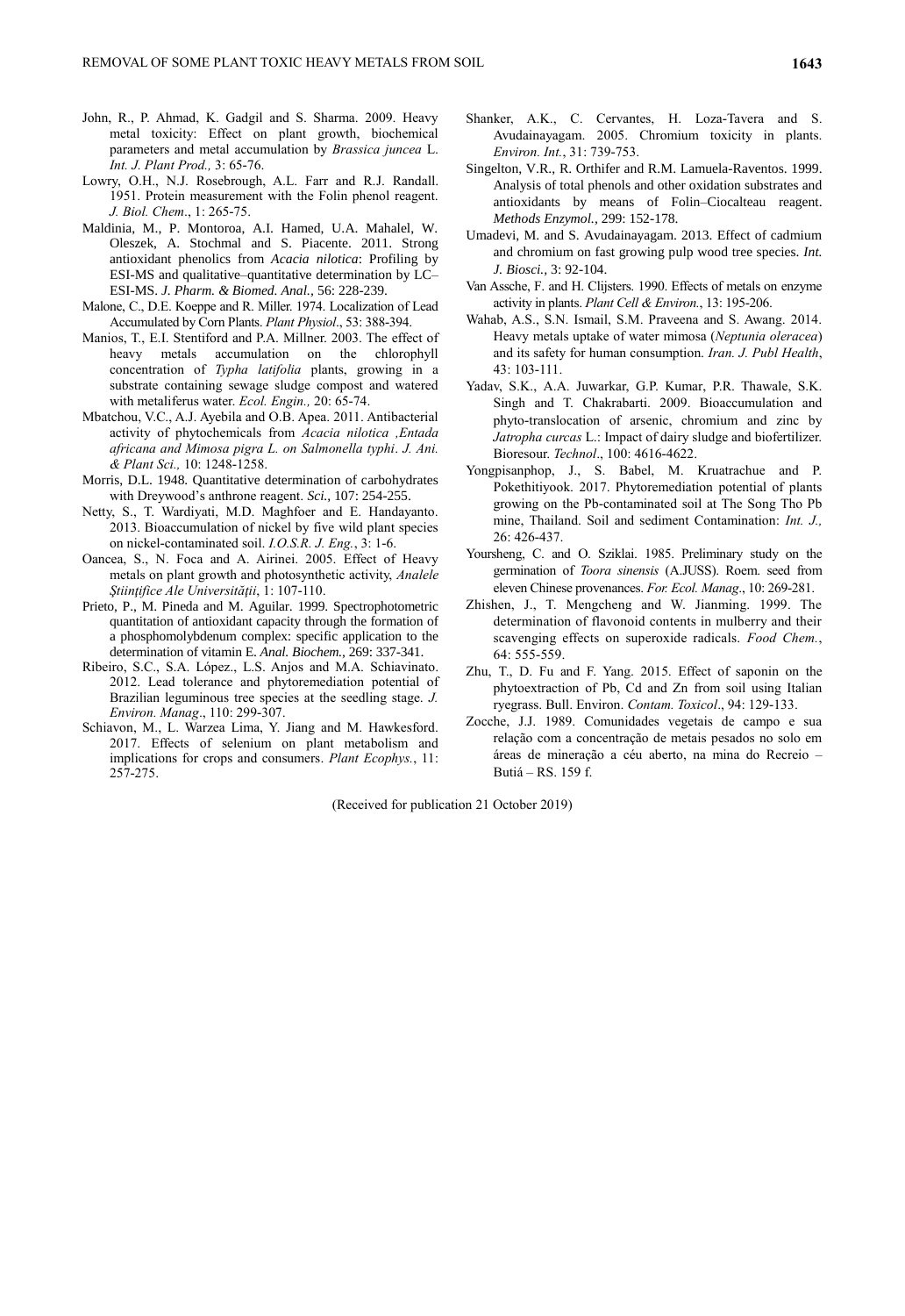John, R., P. Ahmad, K. Gadgil and S. Sharma. 2009. Heavy metal toxicity: Effect on plant growth, biochemical parameters and metal accumulation by *Brassica juncea* L. *Int. J. Plant Prod.,* 3: 65-76.

Lowry, O.H., N.J. Rosebrough, A.L. Farr and R.J. Randall. 1951. Protein measurement with the Folin phenol reagent. *J. Biol. Chem*., 1: 265-75.

Maldinia, M., P. Montoroa, A.I. Hamed, U.A. Mahalel, W. Oleszek, A. Stochmal and S. Piacente. 2011. Strong antioxidant phenolics from *Acacia nilotica*: Profiling by ESI-MS and qualitative–quantitative determination by LC–ESI-MS. *J. Pharm. & Biomed. Anal.,* 56: 228-239.

Malone, C., D.E. Koeppe and R. Miller. 1974. Localization of Lead Accumulated by Corn Plants. *Plant Physiol*., 53: 388-394.

Manios, T., E.I. Stentiford and P.A. Millner. 2003. The effect of heavy metals accumulation on the chlorophyll concentration of *Typha latifolia* plants, growing in a substrate containing sewage sludge compost and watered with metaliferus water. *Ecol. Engin.,* 20: 65-74.

Mbatchou, V.C., A.J. Ayebila and O.B. Apea. 2011. Antibacterial activity of phytochemicals from *Acacia nilotica ,Entada africana and Mimosa pigra L. on Salmonella typhi*. *J. Ani. & Plant Sci.,* 10: 1248-1258.

Morris, D.L. 1948. Quantitative determination of carbohydrates with Dreywood's anthrone reagent. *Sci.,* 107: 254-255.

Netty, S., T. Wardiyati, M.D. Maghfoer and E. Handayanto. 2013. Bioaccumulation of nickel by five wild plant species on nickel-contaminated soil. *I.O.S.R. J. Eng.*, 3: 1-6.

Oancea, S., N. Foca and A. Airinei. 2005. Effect of Heavy metals on plant growth and photosynthetic activity, *Analele Ştiinţifice Ale Universităţii*, 1: 107-110.

Prieto, P., M. Pineda and M. Aguilar. 1999. Spectrophotometric quantitation of antioxidant capacity through the formation of a phosphomolybdenum complex: specific application to the determination of vitamin E. *Anal. Biochem.,* 269: 337-341.

Ribeiro, S.C., S.A. López., L.S. Anjos and M.A. Schiavinato. 2012. Lead tolerance and phytoremediation potential of Brazilian leguminous tree species at the seedling stage. *J. Environ. Manag*., 110: 299-307.

Schiavon, M., L. Warzea Lima, Y. Jiang and M. Hawkesford. 2017. Effects of selenium on plant metabolism and implications for crops and consumers. *Plant Ecophys.*, 11: 257-275.

Shanker, A.K., C. Cervantes, H. Loza-Tavera and S. Avudainayagam. 2005. Chromium toxicity in plants. *Environ. Int.*, 31: 739-753.

Singelton, V.R., R. Orthifer and R.M. Lamuela-Raventos. 1999. Analysis of total phenols and other oxidation substrates and antioxidants by means of Folin–Ciocalteau reagent. *Methods Enzymol.,* 299: 152-178.

Umadevi, M. and S. Avudainayagam. 2013. Effect of cadmium and chromium on fast growing pulp wood tree species. *Int. J. Biosci.,* 3: 92-104.

Van Assche, F. and H. Clijsters. 1990. Effects of metals on enzyme activity in plants. *Plant Cell & Environ.*, 13: 195-206.

Wahab, A.S., S.N. Ismail, S.M. Praveena and S. Awang. 2014. Heavy metals uptake of water mimosa (*Neptunia oleracea*) and its safety for human consumption. *Iran. J. Publ Health*, 43: 103-111.

Yadav, S.K., A.A. Juwarkar, G.P. Kumar, P.R. Thawale, S.K. Singh and T. Chakrabarti. 2009. Bioaccumulation and phyto-translocation of arsenic, chromium and zinc by *Jatropha curcas* L.: Impact of dairy sludge and biofertilizer. Bioresour. *Technol*., 100: 4616-4622.

Yongpisanphop, J., S. Babel, M. Kruatrachue and P. Pokethitiyook. 2017. Phytoremediation potential of plants growing on the Pb-contaminated soil at The Song Tho Pb mine, Thailand. Soil and sediment Contamination: *Int. J.,* 26: 426-437.

Yoursheng, C. and O. Sziklai. 1985. Preliminary study on the germination of *Toora sinensis* (A.JUSS). Roem. seed from eleven Chinese provenances. *For. Ecol. Manag*., 10: 269-281.

Zhishen, J., T. Mengcheng and W. Jianming. 1999. The determination of flavonoid contents in mulberry and their scavenging effects on superoxide radicals. *Food Chem.*, 64: 555-559.

Zhu, T., D. Fu and F. Yang. 2015. Effect of saponin on the phytoextraction of Pb, Cd and Zn from soil using Italian ryegrass. Bull. Environ. *Contam. Toxicol*., 94: 129-133.

Zocche, J.J. 1989. Comunidades vegetais de campo e sua relação com a concentração de metais pesados no solo em áreas de mineração a céu aberto, na mina do Recreio – Butiá – RS. 159 f.

(Received for publication 21 October 2019)